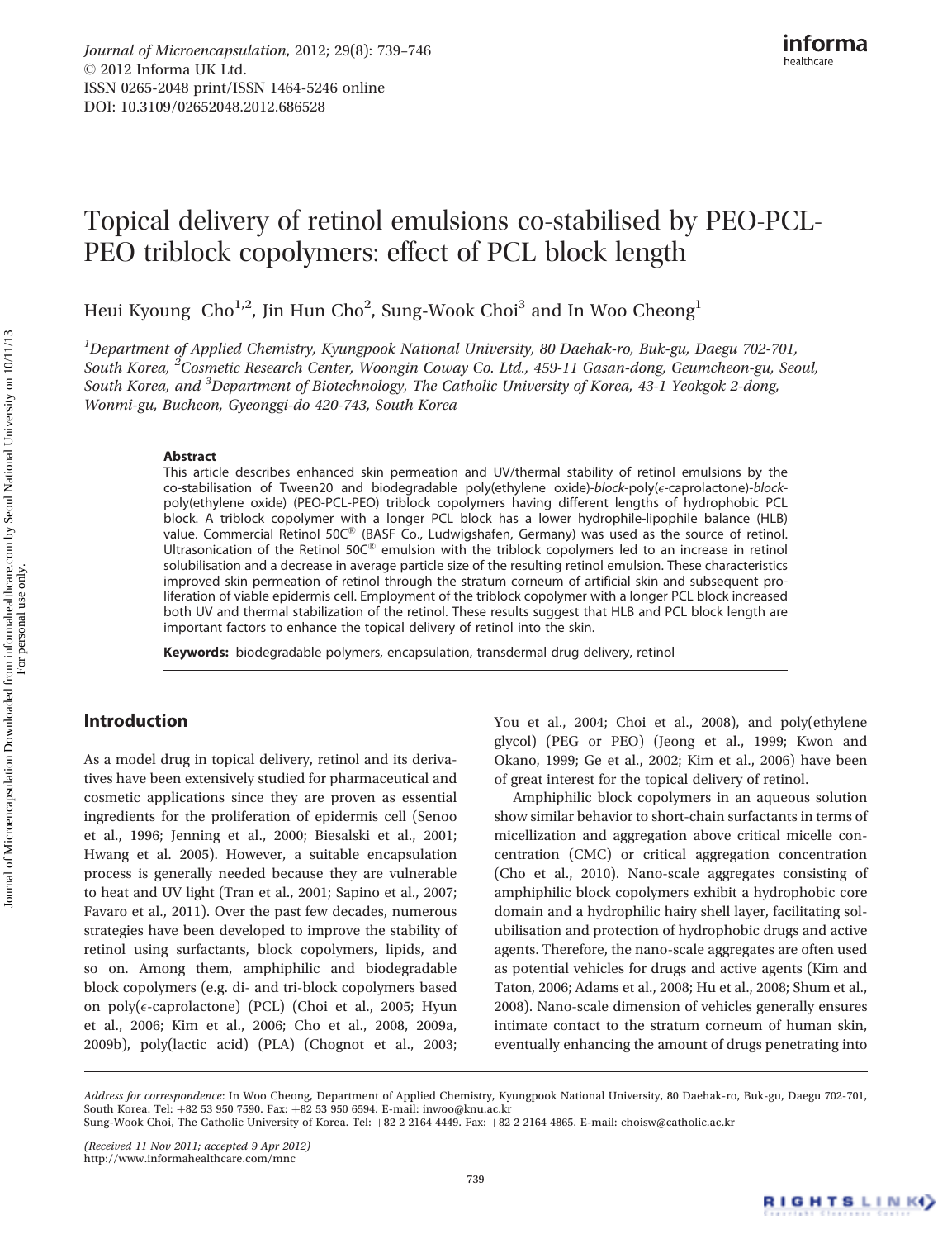Journal of Microencapsulation, 2012; 29(8): 739–746
© 2012 Informa UK Ltd.
ISSN 0265-2048 print/ISSN 1464-5246 online
DOI: 10.3109/02652048.2012.686528

# Topical delivery of retinol emulsions co-stabilised by PEO-PCL-PEO triblock copolymers: effect of PCL block length

Heui Kyoung Cho[1,2], Jin Hun Cho[2], Sung-Wook Choi[3] and In Woo Cheong[1]

[1]*Department of Applied Chemistry, Kyungpook National University, 80 Daehak-ro, Buk-gu, Daegu 702-701, South Korea,* [2]*Cosmetic Research Center, Woongin Coway Co. Ltd., 459-11 Gasan-dong, Geumcheon-gu, Seoul, South Korea, and* [3]*Department of Biotechnology, The Catholic University of Korea, 43-1 Yeokgok 2-dong, Wonmi-gu, Bucheon, Gyeonggi-do 420-743, South Korea*

### Abstract

This article describes enhanced skin permeation and UV/thermal stability of retinol emulsions by the co-stabilisation of Tween20 and biodegradable poly(ethylene oxide)-*block*-poly($\epsilon$-caprolactone)-*block*-poly(ethylene oxide) (PEO-PCL-PEO) triblock copolymers having different lengths of hydrophobic PCL block. A triblock copolymer with a longer PCL block has a lower hydrophile-lipophile balance (HLB) value. Commercial Retinol 50C® (BASF Co., Ludwigshafen, Germany) was used as the source of retinol. Ultrasonication of the Retinol 50C® emulsion with the triblock copolymers led to an increase in retinol solubilisation and a decrease in average particle size of the resulting retinol emulsion. These characteristics improved skin permeation of retinol through the stratum corneum of artificial skin and subsequent proliferation of viable epidermis cell. Employment of the triblock copolymer with a longer PCL block increased both UV and thermal stabilization of the retinol. These results suggest that HLB and PCL block length are important factors to enhance the topical delivery of retinol into the skin.

**Keywords:** biodegradable polymers, encapsulation, transdermal drug delivery, retinol

## Introduction

As a model drug in topical delivery, retinol and its derivatives have been extensively studied for pharmaceutical and cosmetic applications since they are proven as essential ingredients for the proliferation of epidermis cell (Senoo et al., 1996; Jenning et al., 2000; Biesalski et al., 2001; Hwang et al. 2005). However, a suitable encapsulation process is generally needed because they are vulnerable to heat and UV light (Tran et al., 2001; Sapino et al., 2007; Favaro et al., 2011). Over the past few decades, numerous strategies have been developed to improve the stability of retinol using surfactants, block copolymers, lipids, and so on. Among them, amphiphilic and biodegradable block copolymers (e.g. di- and tri-block copolymers based on poly($\epsilon$-caprolactone) (PCL) (Choi et al., 2005; Hyun et al., 2006; Kim et al., 2006; Cho et al., 2008, 2009a, 2009b), poly(lactic acid) (PLA) (Chognot et al., 2003; You et al., 2004; Choi et al., 2008), and poly(ethylene glycol) (PEG or PEO) (Jeong et al., 1999; Kwon and Okano, 1999; Ge et al., 2002; Kim et al., 2006) have been of great interest for the topical delivery of retinol.

Amphiphilic block copolymers in an aqueous solution show similar behavior to short-chain surfactants in terms of micellization and aggregation above critical micelle concentration (CMC) or critical aggregation concentration (Cho et al., 2010). Nano-scale aggregates consisting of amphiphilic block copolymers exhibit a hydrophobic core domain and a hydrophilic hairy shell layer, facilitating solubilisation and protection of hydrophobic drugs and active agents. Therefore, the nano-scale aggregates are often used as potential vehicles for drugs and active agents (Kim and Taton, 2006; Adams et al., 2008; Hu et al., 2008; Shum et al., 2008). Nano-scale dimension of vehicles generally ensures intimate contact to the stratum corneum of human skin, eventually enhancing the amount of drugs penetrating into

*Address for correspondence*: In Woo Cheong, Department of Applied Chemistry, Kyungpook National University, 80 Daehak-ro, Buk-gu, Daegu 702-701, South Korea. Tel: +82 53 950 7590. Fax: +82 53 950 6594. E-mail: inwoo@knu.ac.kr
Sung-Wook Choi, The Catholic University of Korea. Tel: +82 2 2164 4449. Fax: +82 2 2164 4865. E-mail: choisw@catholic.ac.kr

*(Received 11 Nov 2011; accepted 9 Apr 2012)*
http://www.informahealthcare.com/mnc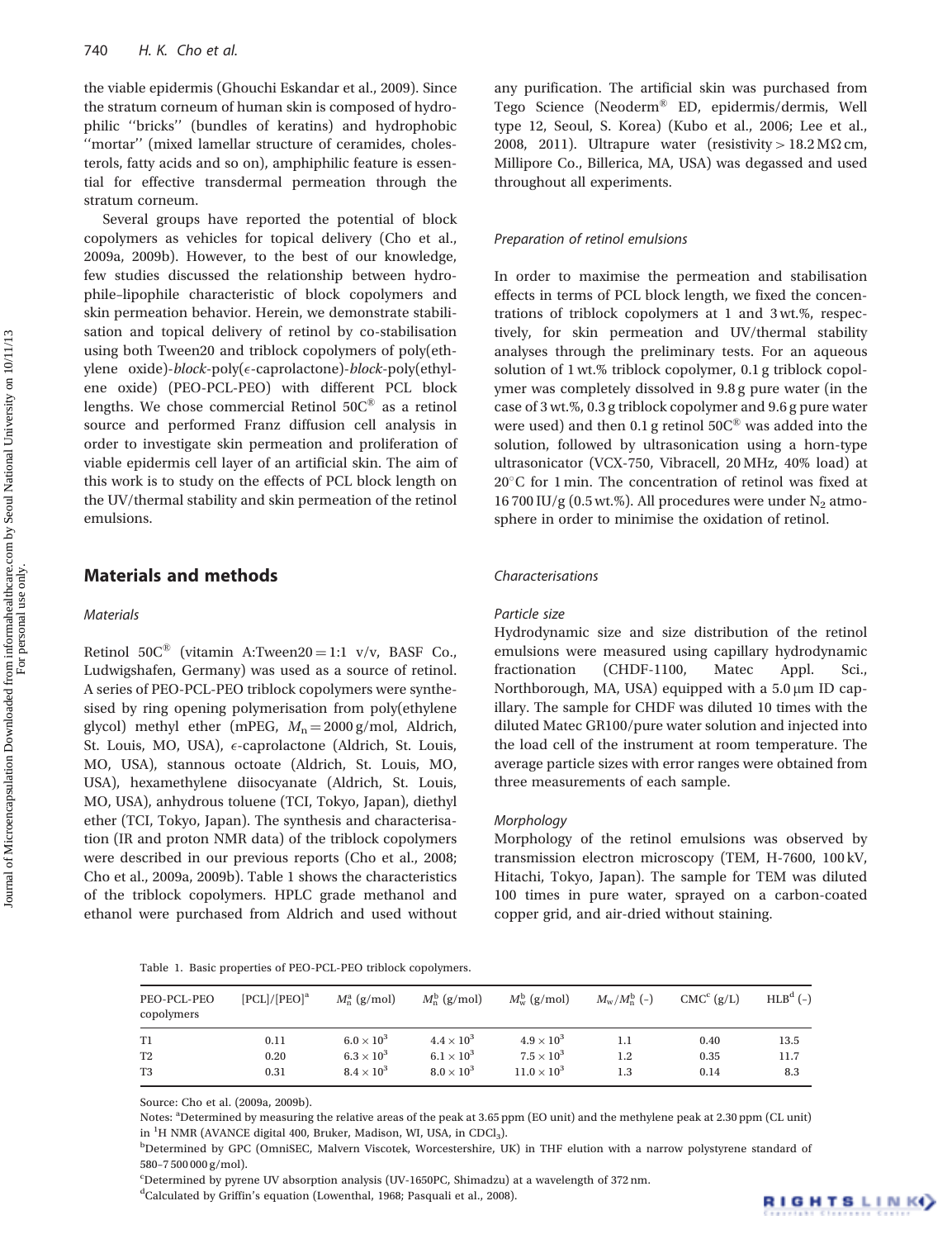the viable epidermis (Ghouchi Eskandar et al., 2009). Since the stratum corneum of human skin is composed of hydrophilic ''bricks'' (bundles of keratins) and hydrophobic ''mortar'' (mixed lamellar structure of ceramides, cholesterols, fatty acids and so on), amphiphilic feature is essential for effective transdermal permeation through the stratum corneum.

Several groups have reported the potential of block copolymers as vehicles for topical delivery (Cho et al., 2009a, 2009b). However, to the best of our knowledge, few studies discussed the relationship between hydrophile–lipophile characteristic of block copolymers and skin permeation behavior. Herein, we demonstrate stabilisation and topical delivery of retinol by co-stabilisation using both Tween20 and triblock copolymers of poly(ethylene oxide)-*block*-poly($\epsilon$-caprolactone)-*block*-poly(ethylene oxide) (PEO-PCL-PEO) with different PCL block lengths. We chose commercial Retinol 50C® as a retinol source and performed Franz diffusion cell analysis in order to investigate skin permeation and proliferation of viable epidermis cell layer of an artificial skin. The aim of this work is to study on the effects of PCL block length on the UV/thermal stability and skin permeation of the retinol emulsions.

## Materials and methods

### Materials

Retinol 50C® (vitamin A:Tween20 = 1:1 v/v, BASF Co., Ludwigshafen, Germany) was used as a source of retinol. A series of PEO-PCL-PEO triblock copolymers were synthesised by ring opening polymerisation from poly(ethylene glycol) methyl ether (mPEG, $M_n = 2000$ g/mol, Aldrich, St. Louis, MO, USA), $\epsilon$-caprolactone (Aldrich, St. Louis, MO, USA), stannous octoate (Aldrich, St. Louis, MO, USA), hexamethylene diisocyanate (Aldrich, St. Louis, MO, USA), anhydrous toluene (TCI, Tokyo, Japan), diethyl ether (TCI, Tokyo, Japan). The synthesis and characterisation (IR and proton NMR data) of the triblock copolymers were described in our previous reports (Cho et al., 2008; Cho et al., 2009a, 2009b). Table 1 shows the characteristics of the triblock copolymers. HPLC grade methanol and ethanol were purchased from Aldrich and used without any purification. The artificial skin was purchased from Tego Science (Neoderm® ED, epidermis/dermis, Well type 12, Seoul, S. Korea) (Kubo et al., 2006; Lee et al., 2008, 2011). Ultrapure water (resistivity > 18.2 MΩ cm, Millipore Co., Billerica, MA, USA) was degassed and used throughout all experiments.

### Preparation of retinol emulsions

In order to maximise the permeation and stabilisation effects in terms of PCL block length, we fixed the concentrations of triblock copolymers at 1 and 3 wt.%, respectively, for skin permeation and UV/thermal stability analyses through the preliminary tests. For an aqueous solution of 1 wt.% triblock copolymer, 0.1 g triblock copolymer was completely dissolved in 9.8 g pure water (in the case of 3 wt.%, 0.3 g triblock copolymer and 9.6 g pure water were used) and then 0.1 g retinol 50C® was added into the solution, followed by ultrasonication using a horn-type ultrasonicator (VCX-750, Vibracell, 20 MHz, 40% load) at 20°C for 1 min. The concentration of retinol was fixed at 16 700 IU/g (0.5 wt.%). All procedures were under $N_2$ atmosphere in order to minimise the oxidation of retinol.

### Characterisations

#### Particle size

Hydrodynamic size and size distribution of the retinol emulsions were measured using capillary hydrodynamic fractionation (CHDF-1100, Matec Appl. Sci., Northborough, MA, USA) equipped with a 5.0 μm ID capillary. The sample for CHDF was diluted 10 times with the diluted Matec GR100/pure water solution and injected into the load cell of the instrument at room temperature. The average particle sizes with error ranges were obtained from three measurements of each sample.

#### Morphology

Morphology of the retinol emulsions was observed by transmission electron microscopy (TEM, H-7600, 100 kV, Hitachi, Tokyo, Japan). The sample for TEM was diluted 100 times in pure water, sprayed on a carbon-coated copper grid, and air-dried without staining.

Table 1. Basic properties of PEO-PCL-PEO triblock copolymers.

| PEO-PCL-PEO copolymers | [PCL]/[PEO][a] | $M_n^a$ (g/mol) | $M_n^b$ (g/mol) | $M_w^b$ (g/mol) | $M_w/M_n^b$ (-) | CMC[c] (g/L) | HLB[d] (-) |
|---|---|---|---|---|---|---|---|
| T1 | 0.11 | $6.0 \times 10^3$ | $4.4 \times 10^3$ | $4.9 \times 10^3$ | 1.1 | 0.40 | 13.5 |
| T2 | 0.20 | $6.3 \times 10^3$ | $6.1 \times 10^3$ | $7.5 \times 10^3$ | 1.2 | 0.35 | 11.7 |
| T3 | 0.31 | $8.4 \times 10^3$ | $8.0 \times 10^3$ | $11.0 \times 10^3$ | 1.3 | 0.14 | 8.3 |

Source: Cho et al. (2009a, 2009b).

Notes: [a]Determined by measuring the relative areas of the peak at 3.65 ppm (EO unit) and the methylene peak at 2.30 ppm (CL unit) in $^1$H NMR (AVANCE digital 400, Bruker, Madison, WI, USA, in $CDCl_3$).

[b]Determined by GPC (OmniSEC, Malvern Viscotek, Worcestershire, UK) in THF elution with a narrow polystyrene standard of 580–7 500 000 g/mol).

[c]Determined by pyrene UV absorption analysis (UV-1650PC, Shimadzu) at a wavelength of 372 nm.

[d]Calculated by Griffin's equation (Lowenthal, 1968; Pasquali et al., 2008).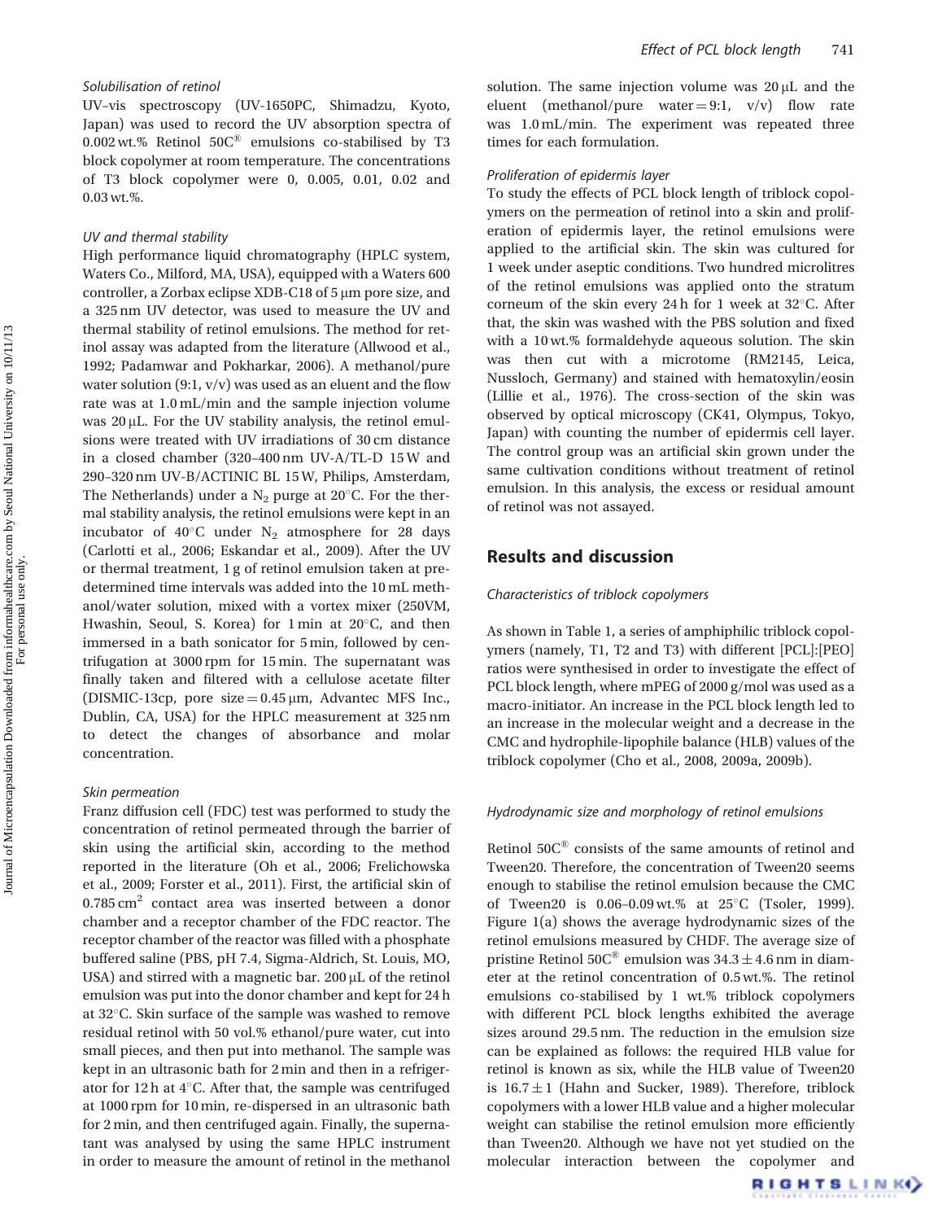### Solubilisation of retinol

UV–vis spectroscopy (UV-1650PC, Shimadzu, Kyoto, Japan) was used to record the UV absorption spectra of 0.002 wt.% Retinol 50C® emulsions co-stabilised by T3 block copolymer at room temperature. The concentrations of T3 block copolymer were 0, 0.005, 0.01, 0.02 and 0.03 wt.%.

### UV and thermal stability

High performance liquid chromatography (HPLC system, Waters Co., Milford, MA, USA), equipped with a Waters 600 controller, a Zorbax eclipse XDB-C18 of 5 μm pore size, and a 325 nm UV detector, was used to measure the UV and thermal stability of retinol emulsions. The method for retinol assay was adapted from the literature (Allwood et al., 1992; Padamwar and Pokharkar, 2006). A methanol/pure water solution (9:1, v/v) was used as an eluent and the flow rate was at 1.0 mL/min and the sample injection volume was 20 μL. For the UV stability analysis, the retinol emulsions were treated with UV irradiations of 30 cm distance in a closed chamber (320–400 nm UV-A/TL-D 15 W and 290–320 nm UV-B/ACTINIC BL 15 W, Philips, Amsterdam, The Netherlands) under a $N_2$ purge at 20°C. For the thermal stability analysis, the retinol emulsions were kept in an incubator of 40°C under $N_2$ atmosphere for 28 days (Carlotti et al., 2006; Eskandar et al., 2009). After the UV or thermal treatment, 1 g of retinol emulsion taken at predetermined time intervals was added into the 10 mL methanol/water solution, mixed with a vortex mixer (250VM, Hwashin, Seoul, S. Korea) for 1 min at 20°C, and then immersed in a bath sonicator for 5 min, followed by centrifugation at 3000 rpm for 15 min. The supernatant was finally taken and filtered with a cellulose acetate filter (DISMIC-13cp, pore size = 0.45 μm, Advantec MFS Inc., Dublin, CA, USA) for the HPLC measurement at 325 nm to detect the changes of absorbance and molar concentration.

### Skin permeation

Franz diffusion cell (FDC) test was performed to study the concentration of retinol permeated through the barrier of skin using the artificial skin, according to the method reported in the literature (Oh et al., 2006; Frelichowska et al., 2009; Forster et al., 2011). First, the artificial skin of 0.785 $cm^2$ contact area was inserted between a donor chamber and a receptor chamber of the FDC reactor. The receptor chamber of the reactor was filled with a phosphate buffered saline (PBS, pH 7.4, Sigma-Aldrich, St. Louis, MO, USA) and stirred with a magnetic bar. 200 μL of the retinol emulsion was put into the donor chamber and kept for 24 h at 32°C. Skin surface of the sample was washed to remove residual retinol with 50 vol.% ethanol/pure water, cut into small pieces, and then put into methanol. The sample was kept in an ultrasonic bath for 2 min and then in a refrigerator for 12 h at 4°C. After that, the sample was centrifuged at 1000 rpm for 10 min, re-dispersed in an ultrasonic bath for 2 min, and then centrifuged again. Finally, the supernatant was analysed by using the same HPLC instrument in order to measure the amount of retinol in the methanol solution. The same injection volume was 20 μL and the eluent (methanol/pure water = 9:1, v/v) flow rate was 1.0 mL/min. The experiment was repeated three times for each formulation.

### Proliferation of epidermis layer

To study the effects of PCL block length of triblock copolymers on the permeation of retinol into a skin and proliferation of epidermis layer, the retinol emulsions were applied to the artificial skin. The skin was cultured for 1 week under aseptic conditions. Two hundred microlitres of the retinol emulsions was applied onto the stratum corneum of the skin every 24 h for 1 week at 32°C. After that, the skin was washed with the PBS solution and fixed with a 10 wt.% formaldehyde aqueous solution. The skin was then cut with a microtome (RM2145, Leica, Nussloch, Germany) and stained with hematoxylin/eosin (Lillie et al., 1976). The cross-section of the skin was observed by optical microscopy (CK41, Olympus, Tokyo, Japan) with counting the number of epidermis cell layer. The control group was an artificial skin grown under the same cultivation conditions without treatment of retinol emulsion. In this analysis, the excess or residual amount of retinol was not assayed.

## Results and discussion

### Characteristics of triblock copolymers

As shown in Table 1, a series of amphiphilic triblock copolymers (namely, T1, T2 and T3) with different [PCL]:[PEO] ratios were synthesised in order to investigate the effect of PCL block length, where mPEG of 2000 g/mol was used as a macro-initiator. An increase in the PCL block length led to an increase in the molecular weight and a decrease in the CMC and hydrophile-lipophile balance (HLB) values of the triblock copolymer (Cho et al., 2008, 2009a, 2009b).

### Hydrodynamic size and morphology of retinol emulsions

Retinol 50C® consists of the same amounts of retinol and Tween20. Therefore, the concentration of Tween20 seems enough to stabilise the retinol emulsion because the CMC of Tween20 is 0.06–0.09 wt.% at 25°C (Tsoler, 1999). Figure 1(a) shows the average hydrodynamic sizes of the retinol emulsions measured by CHDF. The average size of pristine Retinol 50C® emulsion was $34.3 \pm 4.6$ nm in diameter at the retinol concentration of 0.5 wt.%. The retinol emulsions co-stabilised by 1 wt.% triblock copolymers with different PCL block lengths exhibited the average sizes around 29.5 nm. The reduction in the emulsion size can be explained as follows: the required HLB value for retinol is known as six, while the HLB value of Tween20 is $16.7 \pm 1$ (Hahn and Sucker, 1989). Therefore, triblock copolymers with a lower HLB value and a higher molecular weight can stabilise the retinol emulsion more efficiently than Tween20. Although we have not yet studied on the molecular interaction between the copolymer and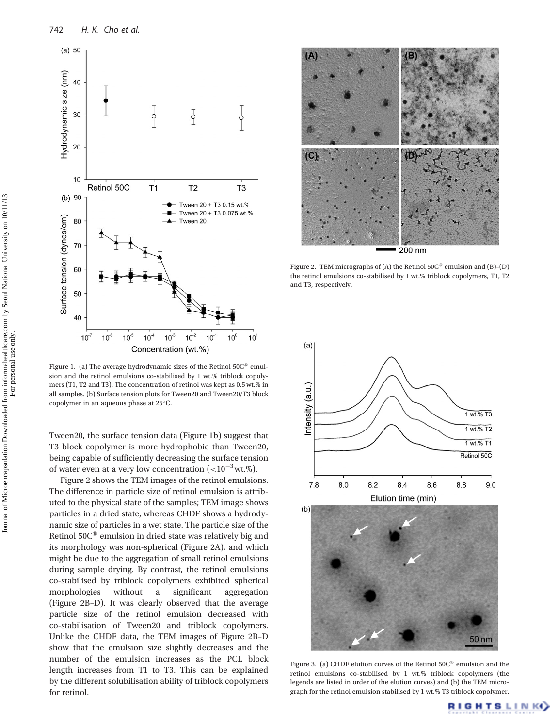Figure 1. (a) The average hydrodynamic sizes of the Retinol 50C® emulsion and the retinol emulsions co-stabilised by 1 wt.% triblock copolymers (T1, T2 and T3). The concentration of retinol was kept as 0.5 wt.% in all samples. (b) Surface tension plots for Tween20 and Tween20/T3 block copolymer in an aqueous phase at 25°C.

Tween20, the surface tension data (Figure 1b) suggest that T3 block copolymer is more hydrophobic than Tween20, being capable of sufficiently decreasing the surface tension of water even at a very low concentration ($<10^{-3}$ wt.%).

Figure 2 shows the TEM images of the retinol emulsions. The difference in particle size of retinol emulsion is attributed to the physical state of the samples; TEM image shows particles in a dried state, whereas CHDF shows a hydrodynamic size of particles in a wet state. The particle size of the Retinol 50C® emulsion in dried state was relatively big and its morphology was non-spherical (Figure 2A), and which might be due to the aggregation of small retinol emulsions during sample drying. By contrast, the retinol emulsions co-stabilised by triblock copolymers exhibited spherical morphologies without a significant aggregation (Figure 2B–D). It was clearly observed that the average particle size of the retinol emulsion decreased with co-stabilisation of Tween20 and triblock copolymers. Unlike the CHDF data, the TEM images of Figure 2B–D show that the emulsion size slightly decreases and the number of the emulsion increases as the PCL block length increases from T1 to T3. This can be explained by the different solubilisation ability of triblock copolymers for retinol.

Figure 2. TEM micrographs of (A) the Retinol 50C® emulsion and (B)–(D) the retinol emulsions co-stabilised by 1 wt.% triblock copolymers, T1, T2 and T3, respectively.

Figure 3. (a) CHDF elution curves of the Retinol 50C® emulsion and the retinol emulsions co-stabilised by 1 wt.% triblock copolymers (the legends are listed in order of the elution curves) and (b) the TEM micrograph for the retinol emulsion stabilised by 1 wt.% T3 triblock copolymer.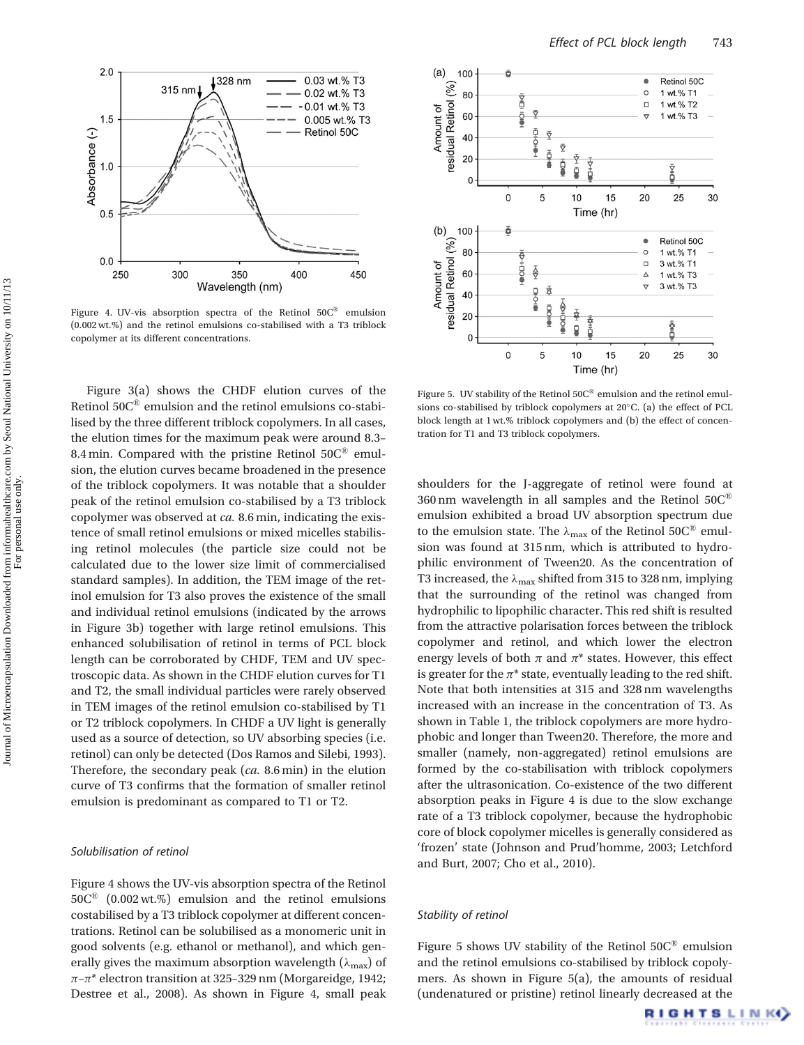Figure 4. UV-vis absorption spectra of the Retinol 50C® emulsion (0.002 wt.%) and the retinol emulsions co-stabilised with a T3 triblock copolymer at its different concentrations.

Figure 3(a) shows the CHDF elution curves of the Retinol 50C® emulsion and the retinol emulsions co-stabilised by the three different triblock copolymers. In all cases, the elution times for the maximum peak were around 8.3–8.4 min. Compared with the pristine Retinol 50C® emulsion, the elution curves became broadened in the presence of the triblock copolymers. It was notable that a shoulder peak of the retinol emulsion co-stabilised by a T3 triblock copolymer was observed at *ca.* 8.6 min, indicating the existence of small retinol emulsions or mixed micelles stabilising retinol molecules (the particle size could not be calculated due to the lower size limit of commercialised standard samples). In addition, the TEM image of the retinol emulsion for T3 also proves the existence of the small and individual retinol emulsions (indicated by the arrows in Figure 3b) together with large retinol emulsions. This enhanced solubilisation of retinol in terms of PCL block length can be corroborated by CHDF, TEM and UV spectroscopic data. As shown in the CHDF elution curves for T1 and T2, the small individual particles were rarely observed in TEM images of the retinol emulsion co-stabilised by T1 or T2 triblock copolymers. In CHDF a UV light is generally used as a source of detection, so UV absorbing species (i.e. retinol) can only be detected (Dos Ramos and Silebi, 1993). Therefore, the secondary peak (*ca.* 8.6 min) in the elution curve of T3 confirms that the formation of smaller retinol emulsion is predominant as compared to T1 or T2.

### Solubilisation of retinol

Figure 4 shows the UV-vis absorption spectra of the Retinol 50C® (0.002 wt.%) emulsion and the retinol emulsions costabilised by a T3 triblock copolymer at different concentrations. Retinol can be solubilised as a monomeric unit in good solvents (e.g. ethanol or methanol), and which generally gives the maximum absorption wavelength ($\lambda_{max}$) of $\pi$–$\pi^*$ electron transition at 325–329 nm (Morgareidge, 1942; Destree et al., 2008). As shown in Figure 4, small peak shoulders for the J-aggregate of retinol were found at 360 nm wavelength in all samples and the Retinol 50C® emulsion exhibited a broad UV absorption spectrum due to the emulsion state. The $\lambda_{max}$ of the Retinol 50C® emulsion was found at 315 nm, which is attributed to hydrophilic environment of Tween20. As the concentration of T3 increased, the $\lambda_{max}$ shifted from 315 to 328 nm, implying that the surrounding of the retinol was changed from hydrophilic to lipophilic character. This red shift is resulted from the attractive polarisation forces between the triblock copolymer and retinol, and which lower the electron energy levels of both $\pi$ and $\pi^*$ states. However, this effect is greater for the $\pi^*$ state, eventually leading to the red shift. Note that both intensities at 315 and 328 nm wavelengths increased with an increase in the concentration of T3. As shown in Table 1, the triblock copolymers are more hydrophobic and longer than Tween20. Therefore, the more and smaller (namely, non-aggregated) retinol emulsions are formed by the co-stabilisation with triblock copolymers after the ultrasonication. Co-existence of the two different absorption peaks in Figure 4 is due to the slow exchange rate of a T3 triblock copolymer, because the hydrophobic core of block copolymer micelles is generally considered as 'frozen' state (Johnson and Prud'homme, 2003; Letchford and Burt, 2007; Cho et al., 2010).

Figure 5. UV stability of the Retinol 50C® emulsion and the retinol emulsions co-stabilised by triblock copolymers at 20°C. (a) the effect of PCL block length at 1 wt.% triblock copolymers and (b) the effect of concentration for T1 and T3 triblock copolymers.

### Stability of retinol

Figure 5 shows UV stability of the Retinol 50C® emulsion and the retinol emulsions co-stabilised by triblock copolymers. As shown in Figure 5(a), the amounts of residual (undenatured or pristine) retinol linearly decreased at the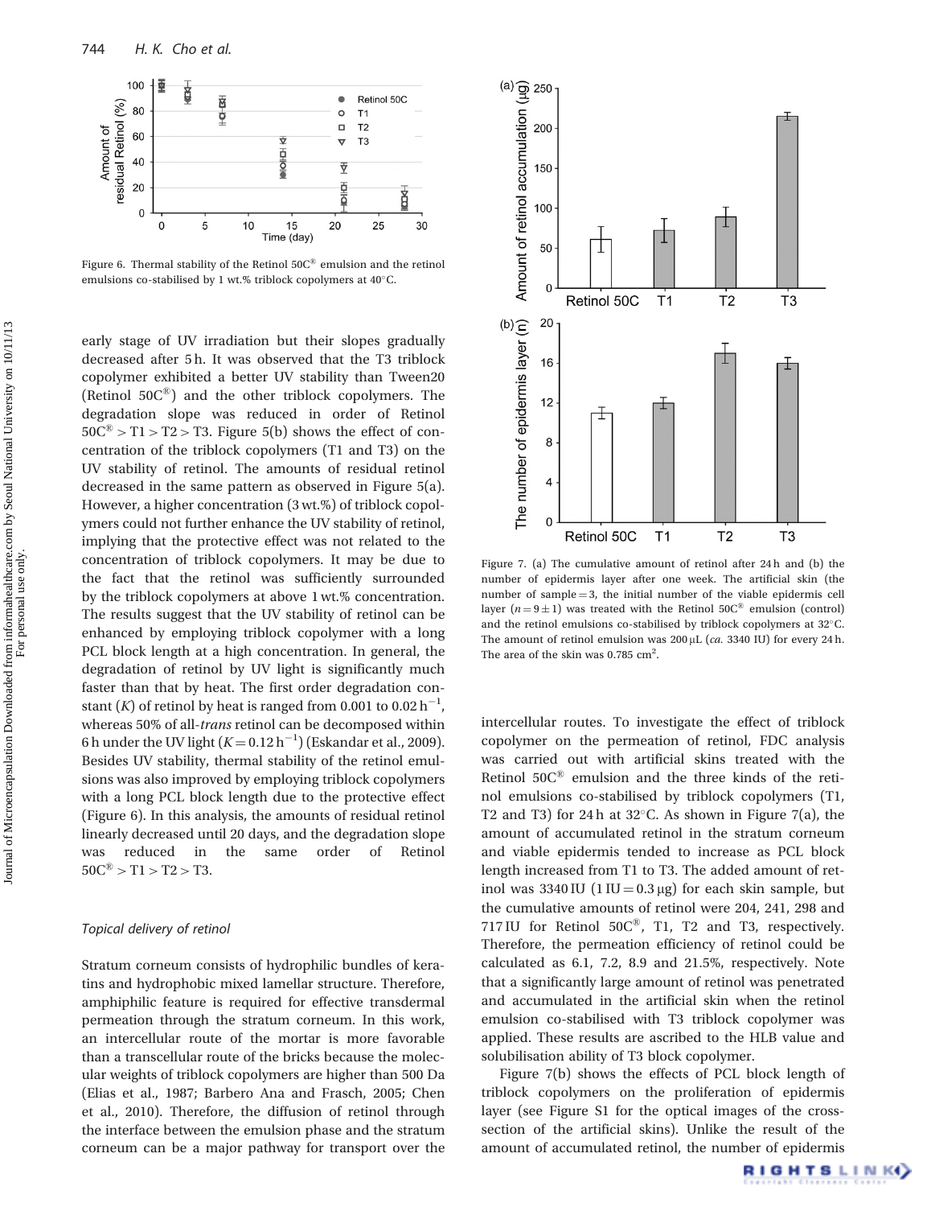Figure 6. Thermal stability of the Retinol 50C® emulsion and the retinol emulsions co-stabilised by 1 wt.% triblock copolymers at 40°C.

early stage of UV irradiation but their slopes gradually decreased after 5 h. It was observed that the T3 triblock copolymer exhibited a better UV stability than Tween20 (Retinol 50C®) and the other triblock copolymers. The degradation slope was reduced in order of Retinol 50C® > T1 > T2 > T3. Figure 5(b) shows the effect of concentration of the triblock copolymers (T1 and T3) on the UV stability of retinol. The amounts of residual retinol decreased in the same pattern as observed in Figure 5(a). However, a higher concentration (3 wt.%) of triblock copolymers could not further enhance the UV stability of retinol, implying that the protective effect was not related to the concentration of triblock copolymers. It may be due to the fact that the retinol was sufficiently surrounded by the triblock copolymers at above 1 wt.% concentration. The results suggest that the UV stability of retinol can be enhanced by employing triblock copolymer with a long PCL block length at a high concentration. In general, the degradation of retinol by UV light is significantly much faster than that by heat. The first order degradation constant ($K$) of retinol by heat is ranged from 0.001 to 0.02 $h^{-1}$, whereas 50% of all-*trans* retinol can be decomposed within 6 h under the UV light ($K = 0.12\ h^{-1}$) (Eskandar et al., 2009). Besides UV stability, thermal stability of the retinol emulsions was also improved by employing triblock copolymers with a long PCL block length due to the protective effect (Figure 6). In this analysis, the amounts of residual retinol linearly decreased until 20 days, and the degradation slope was reduced in the same order of Retinol 50C® > T1 > T2 > T3.

### Topical delivery of retinol

Stratum corneum consists of hydrophilic bundles of keratins and hydrophobic mixed lamellar structure. Therefore, amphiphilic feature is required for effective transdermal permeation through the stratum corneum. In this work, an intercellular route of the mortar is more favorable than a transcellular route of the bricks because the molecular weights of triblock copolymers are higher than 500 Da (Elias et al., 1987; Barbero Ana and Frasch, 2005; Chen et al., 2010). Therefore, the diffusion of retinol through the interface between the emulsion phase and the stratum corneum can be a major pathway for transport over the intercellular routes. To investigate the effect of triblock copolymer on the permeation of retinol, FDC analysis was carried out with artificial skins treated with the Retinol 50C® emulsion and the three kinds of the retinol emulsions co-stabilised by triblock copolymers (T1, T2 and T3) for 24 h at 32°C. As shown in Figure 7(a), the amount of accumulated retinol in the stratum corneum and viable epidermis tended to increase as PCL block length increased from T1 to T3. The added amount of retinol was 3340 IU (1 IU = 0.3 μg) for each skin sample, but the cumulative amounts of retinol were 204, 241, 298 and 717 IU for Retinol 50C®, T1, T2 and T3, respectively. Therefore, the permeation efficiency of retinol could be calculated as 6.1, 7.2, 8.9 and 21.5%, respectively. Note that a significantly large amount of retinol was penetrated and accumulated in the artificial skin when the retinol emulsion co-stabilised with T3 triblock copolymer was applied. These results are ascribed to the HLB value and solubilisation ability of T3 block copolymer.

Figure 7. (a) The cumulative amount of retinol after 24 h and (b) the number of epidermis layer after one week. The artificial skin (the number of sample = 3, the initial number of the viable epidermis cell layer ($n = 9 \pm 1$) was treated with the Retinol 50C® emulsion (control) and the retinol emulsions co-stabilised by triblock copolymers at 32°C. The amount of retinol emulsion was 200 μL (*ca.* 3340 IU) for every 24 h. The area of the skin was 0.785 $cm^2$.

Figure 7(b) shows the effects of PCL block length of triblock copolymers on the proliferation of epidermis layer (see Figure S1 for the optical images of the cross-section of the artificial skins). Unlike the result of the amount of accumulated retinol, the number of epidermis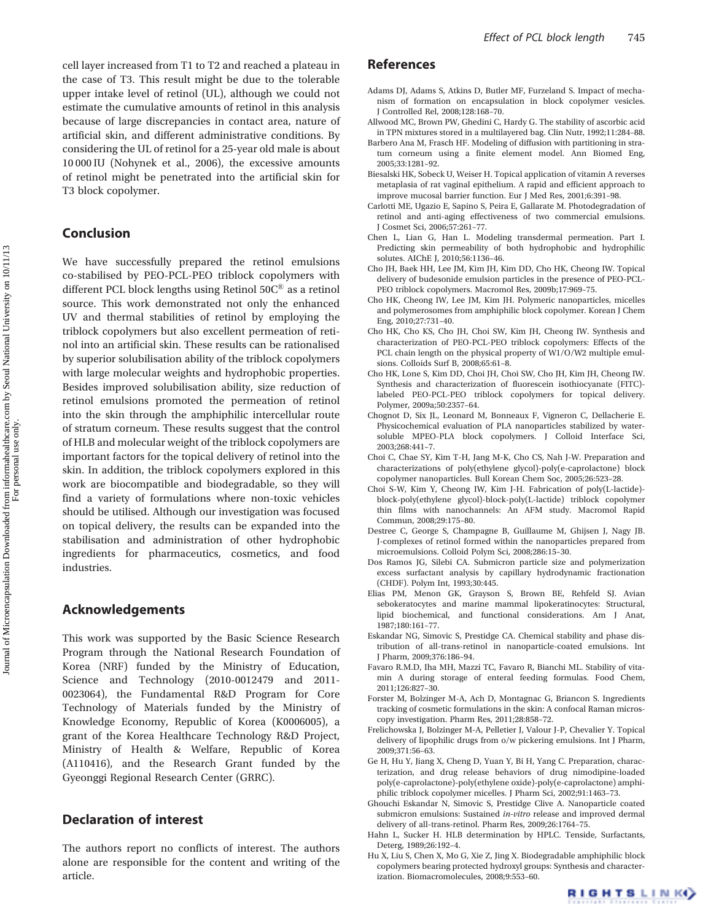cell layer increased from T1 to T2 and reached a plateau in the case of T3. This result might be due to the tolerable upper intake level of retinol (UL), although we could not estimate the cumulative amounts of retinol in this analysis because of large discrepancies in contact area, nature of artificial skin, and different administrative conditions. By considering the UL of retinol for a 25-year old male is about 10 000 IU (Nohynek et al., 2006), the excessive amounts of retinol might be penetrated into the artificial skin for T3 block copolymer.

## Conclusion

We have successfully prepared the retinol emulsions co-stabilised by PEO-PCL-PEO triblock copolymers with different PCL block lengths using Retinol 50C® as a retinol source. This work demonstrated not only the enhanced UV and thermal stabilities of retinol by employing the triblock copolymers but also excellent permeation of retinol into an artificial skin. These results can be rationalised by superior solubilisation ability of the triblock copolymers with large molecular weights and hydrophobic properties. Besides improved solubilisation ability, size reduction of retinol emulsions promoted the permeation of retinol into the skin through the amphiphilic intercellular route of stratum corneum. These results suggest that the control of HLB and molecular weight of the triblock copolymers are important factors for the topical delivery of retinol into the skin. In addition, the triblock copolymers explored in this work are biocompatible and biodegradable, so they will find a variety of formulations where non-toxic vehicles should be utilised. Although our investigation was focused on topical delivery, the results can be expanded into the stabilisation and administration of other hydrophobic ingredients for pharmaceutics, cosmetics, and food industries.

## Acknowledgements

This work was supported by the Basic Science Research Program through the National Research Foundation of Korea (NRF) funded by the Ministry of Education, Science and Technology (2010-0012479 and 2011-0023064), the Fundamental R&D Program for Core Technology of Materials funded by the Ministry of Knowledge Economy, Republic of Korea (K0006005), a grant of the Korea Healthcare Technology R&D Project, Ministry of Health & Welfare, Republic of Korea (A110416), and the Research Grant funded by the Gyeonggi Regional Research Center (GRRC).

## Declaration of interest

The authors report no conflicts of interest. The authors alone are responsible for the content and writing of the article.

## References

Adams DJ, Adams S, Atkins D, Butler MF, Furzeland S. Impact of mechanism of formation on encapsulation in block copolymer vesicles. J Controlled Rel, 2008;128:168–70.

Allwood MC, Brown PW, Ghedini C, Hardy G. The stability of ascorbic acid in TPN mixtures stored in a multilayered bag. Clin Nutr, 1992;11:284–88.

Barbero Ana M, Frasch HF. Modeling of diffusion with partitioning in stratum corneum using a finite element model. Ann Biomed Eng, 2005;33:1281–92.

Biesalski HK, Sobeck U, Weiser H. Topical application of vitamin A reverses metaplasia of rat vaginal epithelium. A rapid and efficient approach to improve mucosal barrier function. Eur J Med Res, 2001;6:391–98.

Carlotti ME, Ugazio E, Sapino S, Peira E, Gallarate M. Photodegradation of retinol and anti-aging effectiveness of two commercial emulsions. J Cosmet Sci, 2006;57:261–77.

Chen L, Lian G, Han L. Modeling transdermal permeation. Part I. Predicting skin permeability of both hydrophobic and hydrophilic solutes. AIChE J, 2010;56:1136–46.

Cho JH, Baek HH, Lee JM, Kim JH, Kim DD, Cho HK, Cheong IW. Topical delivery of budesonide emulsion particles in the presence of PEO-PCL-PEO triblock copolymers. Macromol Res, 2009b;17:969–75.

Cho HK, Cheong IW, Lee JM, Kim JH. Polymeric nanoparticles, micelles and polymerosomes from amphiphilic block copolymer. Korean J Chem Eng, 2010;27:731–40.

Cho HK, Cho KS, Cho JH, Choi SW, Kim JH, Cheong IW. Synthesis and characterization of PEO-PCL-PEO triblock copolymers: Effects of the PCL chain length on the physical property of W1/O/W2 multiple emulsions. Colloids Surf B, 2008;65:61–8.

Cho HK, Lone S, Kim DD, Choi JH, Choi SW, Cho JH, Kim JH, Cheong IW. Synthesis and characterization of fluorescein isothiocyanate (FITC)-labeled PEO-PCL-PEO triblock copolymers for topical delivery. Polymer, 2009a;50:2357–64.

Chognot D, Six JL, Leonard M, Bonneaux F, Vigneron C, Dellacherie E. Physicochemical evaluation of PLA nanoparticles stabilized by water-soluble MPEO-PLA block copolymers. J Colloid Interface Sci, 2003;268:441–7.

Choi C, Chae SY, Kim T-H, Jang M-K, Cho CS, Nah J-W. Preparation and characterizations of poly(ethylene glycol)-poly(e-caprolactone) block copolymer nanoparticles. Bull Korean Chem Soc, 2005;26:523–28.

Choi S-W, Kim Y, Cheong IW, Kim J-H. Fabrication of poly(L-lactide)-block-poly(ethylene glycol)-block-poly(L-lactide) triblock copolymer thin films with nanochannels: An AFM study. Macromol Rapid Commun, 2008;29:175–80.

Destree C, George S, Champagne B, Guillaume M, Ghijsen J, Nagy JB. J-complexes of retinol formed within the nanoparticles prepared from microemulsions. Colloid Polym Sci, 2008;286:15–30.

Dos Ramos JG, Silebi CA. Submicron particle size and polymerization excess surfactant analysis by capillary hydrodynamic fractionation (CHDF). Polym Int, 1993;30:445.

Elias PM, Menon GK, Grayson S, Brown BE, Rehfeld SJ. Avian sebokeratocytes and marine mammal lipokeratinocytes: Structural, lipid biochemical, and functional considerations. Am J Anat, 1987;180:161–77.

Eskandar NG, Simovic S, Prestidge CA. Chemical stability and phase distribution of all-trans-retinol in nanoparticle-coated emulsions. Int J Pharm, 2009;376:186–94.

Favaro R.M.D, Iha MH, Mazzi TC, Favaro R, Bianchi ML. Stability of vitamin A during storage of enteral feeding formulas. Food Chem, 2011;126:827–30.

Forster M, Bolzinger M-A, Ach D, Montagnac G, Briancon S. Ingredients tracking of cosmetic formulations in the skin: A confocal Raman microscopy investigation. Pharm Res, 2011;28:858–72.

Frelichowska J, Bolzinger M-A, Pelletier J, Valour J-P, Chevalier Y. Topical delivery of lipophilic drugs from o/w pickering emulsions. Int J Pharm, 2009;371:56–63.

Ge H, Hu Y, Jiang X, Cheng D, Yuan Y, Bi H, Yang C. Preparation, characterization, and drug release behaviors of drug nimodipine-loaded poly(e-caprolactone)-poly(ethylene oxide)-poly(e-caprolactone) amphiphilic triblock copolymer micelles. J Pharm Sci, 2002;91:1463–73.

Ghouchi Eskandar N, Simovic S, Prestidge Clive A. Nanoparticle coated submicron emulsions: Sustained *in-vitro* release and improved dermal delivery of all-trans-retinol. Pharm Res, 2009;26:1764–75.

Hahn L, Sucker H. HLB determination by HPLC. Tenside, Surfactants, Deterg, 1989;26:192–4.

Hu X, Liu S, Chen X, Mo G, Xie Z, Jing X. Biodegradable amphiphilic block copolymers bearing protected hydroxyl groups: Synthesis and characterization. Biomacromolecules, 2008;9:553–60.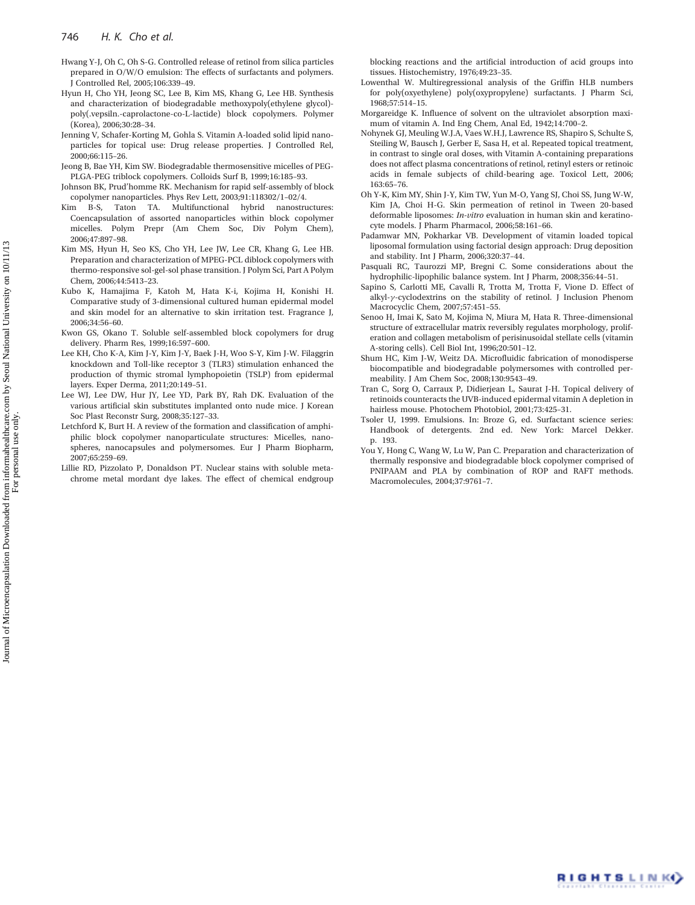Hwang Y-J, Oh C, Oh S-G. Controlled release of retinol from silica particles prepared in O/W/O emulsion: The effects of surfactants and polymers. J Controlled Rel, 2005;106:339–49.

Hyun H, Cho YH, Jeong SC, Lee B, Kim MS, Khang G, Lee HB. Synthesis and characterization of biodegradable methoxypoly(ethylene glycol)-poly(.vepsiln.-caprolactone-co-L-lactide) block copolymers. Polymer (Korea), 2006;30:28–34.

Jenning V, Schafer-Korting M, Gohla S. Vitamin A-loaded solid lipid nanoparticles for topical use: Drug release properties. J Controlled Rel, 2000;66:115–26.

Jeong B, Bae YH, Kim SW. Biodegradable thermosensitive micelles of PEG-PLGA-PEG triblock copolymers. Colloids Surf B, 1999;16:185–93.

Johnson BK, Prud'homme RK. Mechanism for rapid self-assembly of block copolymer nanoparticles. Phys Rev Lett, 2003;91:118302/1–02/4.

Kim B-S, Taton TA. Multifunctional hybrid nanostructures: Coencapsulation of assorted nanoparticles within block copolymer micelles. Polym Prepr (Am Chem Soc, Div Polym Chem), 2006;47:897–98.

Kim MS, Hyun H, Seo KS, Cho YH, Lee JW, Lee CR, Khang G, Lee HB. Preparation and characterization of MPEG-PCL diblock copolymers with thermo-responsive sol-gel-sol phase transition. J Polym Sci, Part A Polym Chem, 2006;44:5413–23.

Kubo K, Hamajima F, Katoh M, Hata K-i, Kojima H, Konishi H. Comparative study of 3-dimensional cultured human epidermal model and skin model for an alternative to skin irritation test. Fragrance J, 2006;34:56–60.

Kwon GS, Okano T. Soluble self-assembled block copolymers for drug delivery. Pharm Res, 1999;16:597–600.

Lee KH, Cho K-A, Kim J-Y, Kim J-Y, Baek J-H, Woo S-Y, Kim J-W. Filaggrin knockdown and Toll-like receptor 3 (TLR3) stimulation enhanced the production of thymic stromal lymphopoietin (TSLP) from epidermal layers. Exper Derma, 2011;20:149–51.

Lee WJ, Lee DW, Hur JY, Lee YD, Park BY, Rah DK. Evaluation of the various artificial skin substitutes implanted onto nude mice. J Korean Soc Plast Reconstr Surg, 2008;35:127–33.

Letchford K, Burt H. A review of the formation and classification of amphiphilic block copolymer nanoparticulate structures: Micelles, nanospheres, nanocapsules and polymersomes. Eur J Pharm Biopharm, 2007;65:259–69.

Lillie RD, Pizzolato P, Donaldson PT. Nuclear stains with soluble metachrome metal mordant dye lakes. The effect of chemical endgroup blocking reactions and the artificial introduction of acid groups into tissues. Histochemistry, 1976;49:23–35.

Lowenthal W. Multiregressional analysis of the Griffin HLB numbers for poly(oxyethylene) poly(oxypropylene) surfactants. J Pharm Sci, 1968;57:514–15.

Morgareidge K. Influence of solvent on the ultraviolet absorption maximum of vitamin A. Ind Eng Chem, Anal Ed, 1942;14:700–2.

Nohynek GJ, Meuling W.J.A, Vaes W.H.J, Lawrence RS, Shapiro S, Schulte S, Steiling W, Bausch J, Gerber E, Sasa H, et al. Repeated topical treatment, in contrast to single oral doses, with Vitamin A-containing preparations does not affect plasma concentrations of retinol, retinyl esters or retinoic acids in female subjects of child-bearing age. Toxicol Lett, 2006; 163:65–76.

Oh Y-K, Kim MY, Shin J-Y, Kim TW, Yun M-O, Yang SJ, Choi SS, Jung W-W, Kim JA, Choi H-G. Skin permeation of retinol in Tween 20-based deformable liposomes: *In-vitro* evaluation in human skin and keratinocyte models. J Pharm Pharmacol, 2006;58:161–66.

Padamwar MN, Pokharkar VB. Development of vitamin loaded topical liposomal formulation using factorial design approach: Drug deposition and stability. Int J Pharm, 2006;320:37–44.

Pasquali RC, Taurozzi MP, Bregni C. Some considerations about the hydrophilic-lipophilic balance system. Int J Pharm, 2008;356:44–51.

Sapino S, Carlotti ME, Cavalli R, Trotta M, Trotta F, Vione D. Effect of alkyl-$\gamma$-cyclodextrins on the stability of retinol. J Inclusion Phenom Macrocyclic Chem, 2007;57:451–55.

Senoo H, Imai K, Sato M, Kojima N, Miura M, Hata R. Three-dimensional structure of extracellular matrix reversibly regulates morphology, proliferation and collagen metabolism of perisinusoidal stellate cells (vitamin A-storing cells). Cell Biol Int, 1996;20:501–12.

Shum HC, Kim J-W, Weitz DA. Microfluidic fabrication of monodisperse biocompatible and biodegradable polymersomes with controlled permeability. J Am Chem Soc, 2008;130:9543–49.

Tran C, Sorg O, Carraux P, Didierjean L, Saurat J-H. Topical delivery of retinoids counteracts the UVB-induced epidermal vitamin A depletion in hairless mouse. Photochem Photobiol, 2001;73:425–31.

Tsoler U, 1999. Emulsions. In: Broze G, ed. Surfactant science series: Handbook of detergents. 2nd ed. New York: Marcel Dekker. p. 193.

You Y, Hong C, Wang W, Lu W, Pan C. Preparation and characterization of thermally responsive and biodegradable block copolymer comprised of PNIPAAM and PLA by combination of ROP and RAFT methods. Macromolecules, 2004;37:9761–7.